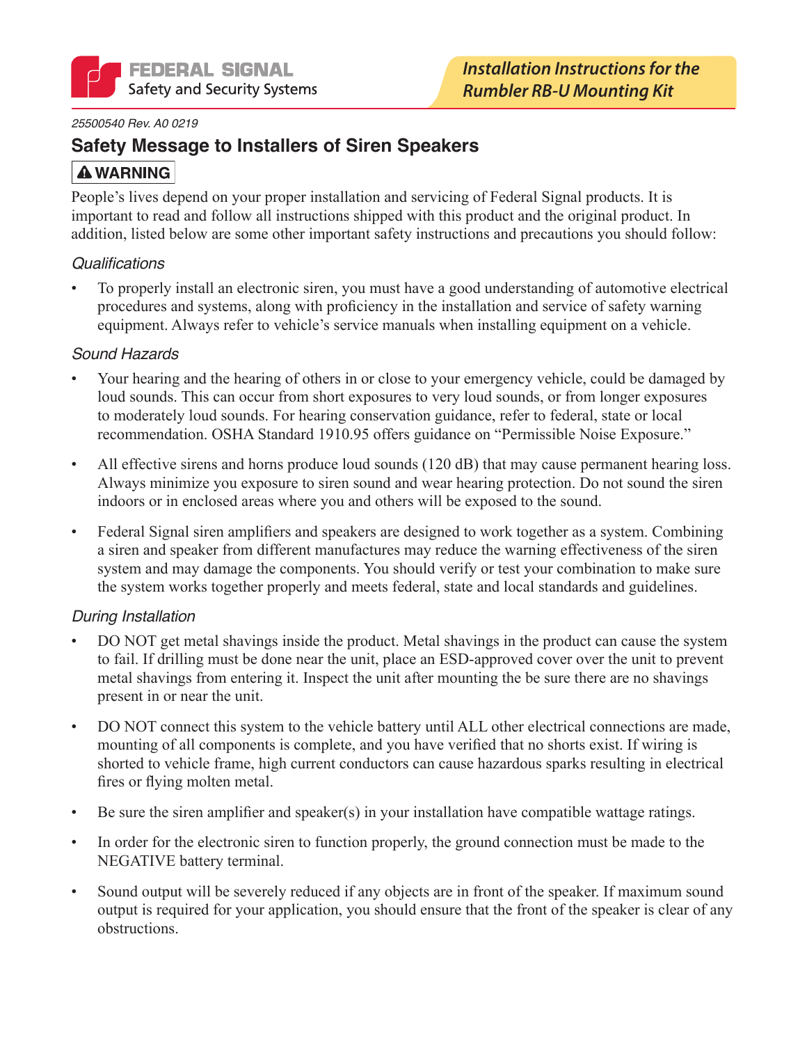FEDERAL SIGNAL
Safety and Security Systems

*Installation Instructions for the Rumbler RB-U Mounting Kit*

*25500540 Rev. A0 0219*

## Safety Message to Installers of Siren Speakers

**⚠ WARNING**

People's lives depend on your proper installation and servicing of Federal Signal products. It is important to read and follow all instructions shipped with this product and the original product. In addition, listed below are some other important safety instructions and precautions you should follow:

### *Qualifications*

- To properly install an electronic siren, you must have a good understanding of automotive electrical procedures and systems, along with proficiency in the installation and service of safety warning equipment. Always refer to vehicle's service manuals when installing equipment on a vehicle.

### *Sound Hazards*

- Your hearing and the hearing of others in or close to your emergency vehicle, could be damaged by loud sounds. This can occur from short exposures to very loud sounds, or from longer exposures to moderately loud sounds. For hearing conservation guidance, refer to federal, state or local recommendation. OSHA Standard 1910.95 offers guidance on "Permissible Noise Exposure."
- All effective sirens and horns produce loud sounds (120 dB) that may cause permanent hearing loss. Always minimize you exposure to siren sound and wear hearing protection. Do not sound the siren indoors or in enclosed areas where you and others will be exposed to the sound.
- Federal Signal siren amplifiers and speakers are designed to work together as a system. Combining a siren and speaker from different manufactures may reduce the warning effectiveness of the siren system and may damage the components. You should verify or test your combination to make sure the system works together properly and meets federal, state and local standards and guidelines.

### *During Installation*

- DO NOT get metal shavings inside the product. Metal shavings in the product can cause the system to fail. If drilling must be done near the unit, place an ESD-approved cover over the unit to prevent metal shavings from entering it. Inspect the unit after mounting the be sure there are no shavings present in or near the unit.
- DO NOT connect this system to the vehicle battery until ALL other electrical connections are made, mounting of all components is complete, and you have verified that no shorts exist. If wiring is shorted to vehicle frame, high current conductors can cause hazardous sparks resulting in electrical fires or flying molten metal.
- Be sure the siren amplifier and speaker(s) in your installation have compatible wattage ratings.
- In order for the electronic siren to function properly, the ground connection must be made to the NEGATIVE battery terminal.
- Sound output will be severely reduced if any objects are in front of the speaker. If maximum sound output is required for your application, you should ensure that the front of the speaker is clear of any obstructions.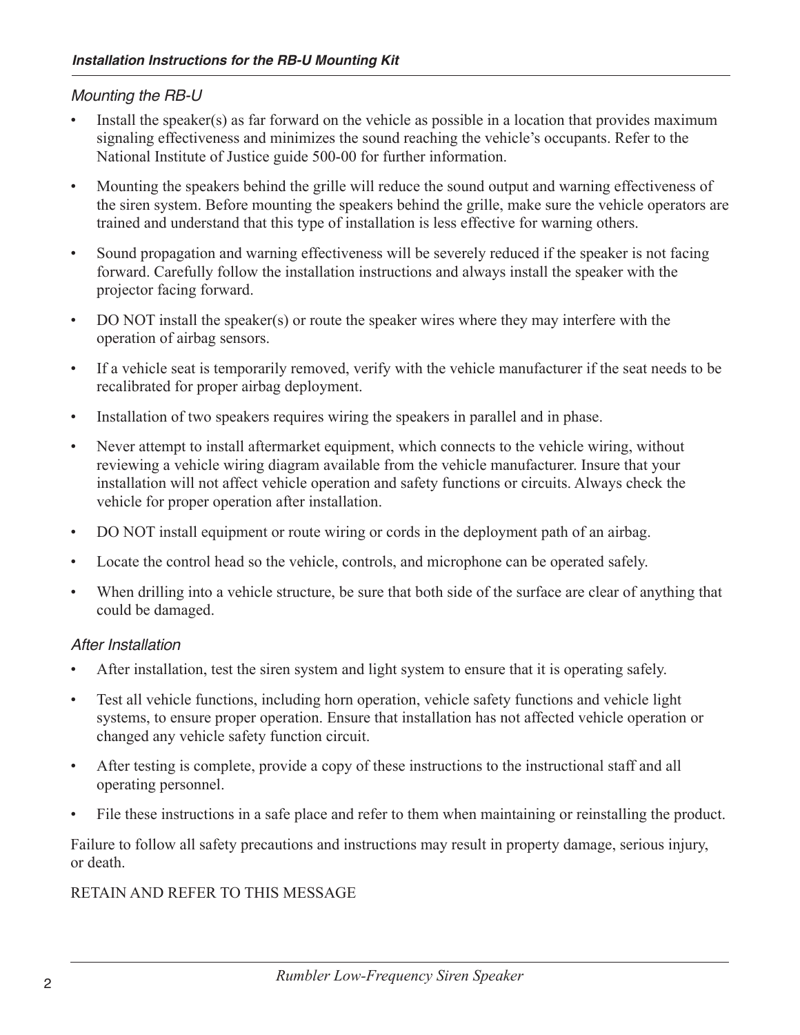### *Mounting the RB-U*

- Install the speaker(s) as far forward on the vehicle as possible in a location that provides maximum signaling effectiveness and minimizes the sound reaching the vehicle's occupants. Refer to the National Institute of Justice guide 500-00 for further information.
- Mounting the speakers behind the grille will reduce the sound output and warning effectiveness of the siren system. Before mounting the speakers behind the grille, make sure the vehicle operators are trained and understand that this type of installation is less effective for warning others.
- Sound propagation and warning effectiveness will be severely reduced if the speaker is not facing forward. Carefully follow the installation instructions and always install the speaker with the projector facing forward.
- DO NOT install the speaker(s) or route the speaker wires where they may interfere with the operation of airbag sensors.
- If a vehicle seat is temporarily removed, verify with the vehicle manufacturer if the seat needs to be recalibrated for proper airbag deployment.
- Installation of two speakers requires wiring the speakers in parallel and in phase.
- Never attempt to install aftermarket equipment, which connects to the vehicle wiring, without reviewing a vehicle wiring diagram available from the vehicle manufacturer. Insure that your installation will not affect vehicle operation and safety functions or circuits. Always check the vehicle for proper operation after installation.
- DO NOT install equipment or route wiring or cords in the deployment path of an airbag.
- Locate the control head so the vehicle, controls, and microphone can be operated safely.
- When drilling into a vehicle structure, be sure that both side of the surface are clear of anything that could be damaged.

### *After Installation*

- After installation, test the siren system and light system to ensure that it is operating safely.
- Test all vehicle functions, including horn operation, vehicle safety functions and vehicle light systems, to ensure proper operation. Ensure that installation has not affected vehicle operation or changed any vehicle safety function circuit.
- After testing is complete, provide a copy of these instructions to the instructional staff and all operating personnel.
- File these instructions in a safe place and refer to them when maintaining or reinstalling the product.

Failure to follow all safety precautions and instructions may result in property damage, serious injury, or death.

RETAIN AND REFER TO THIS MESSAGE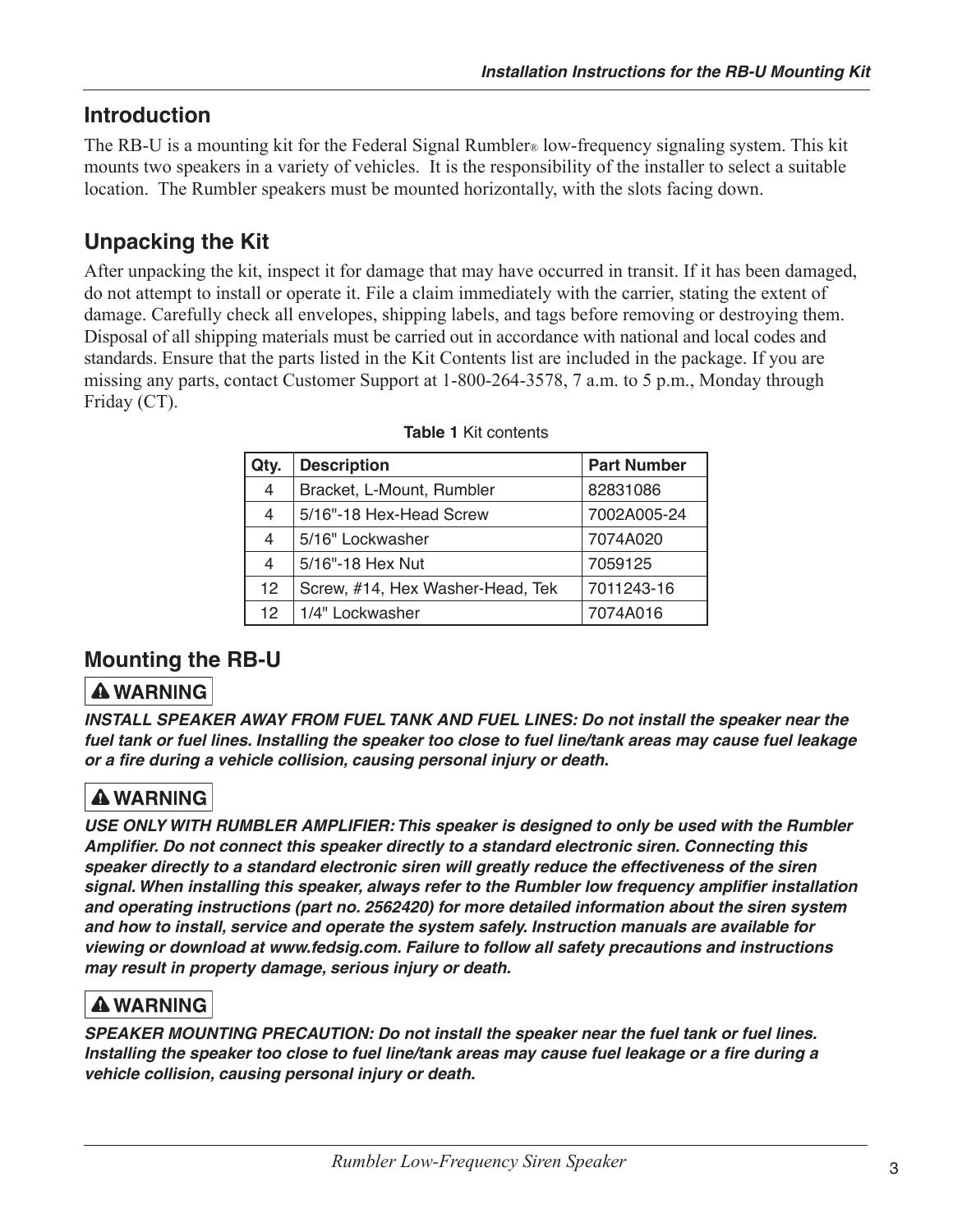## Introduction

The RB-U is a mounting kit for the Federal Signal Rumbler® low-frequency signaling system. This kit mounts two speakers in a variety of vehicles. It is the responsibility of the installer to select a suitable location. The Rumbler speakers must be mounted horizontally, with the slots facing down.

## Unpacking the Kit

After unpacking the kit, inspect it for damage that may have occurred in transit. If it has been damaged, do not attempt to install or operate it. File a claim immediately with the carrier, stating the extent of damage. Carefully check all envelopes, shipping labels, and tags before removing or destroying them. Disposal of all shipping materials must be carried out in accordance with national and local codes and standards. Ensure that the parts listed in the Kit Contents list are included in the package. If you are missing any parts, contact Customer Support at 1-800-264-3578, 7 a.m. to 5 p.m., Monday through Friday (CT).

**Table 1** Kit contents

| Qty. | Description | Part Number |
|---|---|---|
| 4 | Bracket, L-Mount, Rumbler | 82831086 |
| 4 | 5/16"-18 Hex-Head Screw | 7002A005-24 |
| 4 | 5/16" Lockwasher | 7074A020 |
| 4 | 5/16"-18 Hex Nut | 7059125 |
| 12 | Screw, #14, Hex Washer-Head, Tek | 7011243-16 |
| 12 | 1/4" Lockwasher | 7074A016 |

## Mounting the RB-U

**⚠ WARNING**

***INSTALL SPEAKER AWAY FROM FUEL TANK AND FUEL LINES: Do not install the speaker near the fuel tank or fuel lines. Installing the speaker too close to fuel line/tank areas may cause fuel leakage or a fire during a vehicle collision, causing personal injury or death.***

**⚠ WARNING**

***USE ONLY WITH RUMBLER AMPLIFIER: This speaker is designed to only be used with the Rumbler Amplifier. Do not connect this speaker directly to a standard electronic siren. Connecting this speaker directly to a standard electronic siren will greatly reduce the effectiveness of the siren signal. When installing this speaker, always refer to the Rumbler low frequency amplifier installation and operating instructions (part no. 2562420) for more detailed information about the siren system and how to install, service and operate the system safely. Instruction manuals are available for viewing or download at www.fedsig.com. Failure to follow all safety precautions and instructions may result in property damage, serious injury or death.***

**⚠ WARNING**

***SPEAKER MOUNTING PRECAUTION: Do not install the speaker near the fuel tank or fuel lines. Installing the speaker too close to fuel line/tank areas may cause fuel leakage or a fire during a vehicle collision, causing personal injury or death.***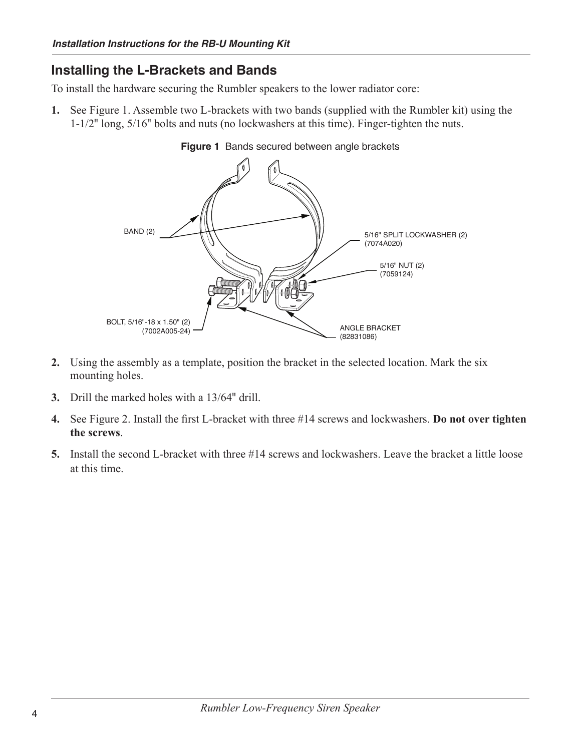## Installing the L-Brackets and Bands

To install the hardware securing the Rumbler speakers to the lower radiator core:

1. See Figure 1. Assemble two L-brackets with two bands (supplied with the Rumbler kit) using the 1-1/2" long, 5/16" bolts and nuts (no lockwashers at this time). Finger-tighten the nuts.

**Figure 1** Bands secured between angle brackets

BAND (2)

5/16" SPLIT LOCKWASHER (2) (7074A020)

5/16" NUT (2) (7059124)

BOLT, 5/16"-18 x 1.50" (2) (7002A005-24)

ANGLE BRACKET (82831086)

2. Using the assembly as a template, position the bracket in the selected location. Mark the six mounting holes.
3. Drill the marked holes with a 13/64" drill.
4. See Figure 2. Install the first L-bracket with three #14 screws and lockwashers. **Do not over tighten the screws**.
5. Install the second L-bracket with three #14 screws and lockwashers. Leave the bracket a little loose at this time.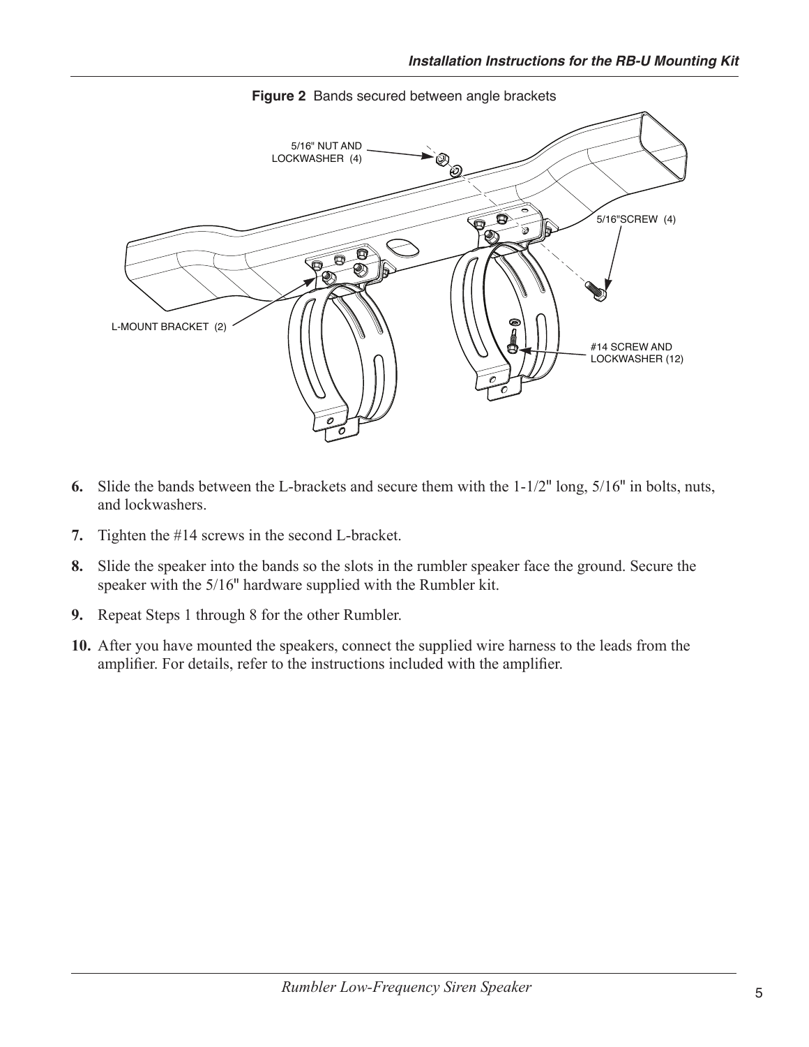**Figure 2** Bands secured between angle brackets

6. Slide the bands between the L-brackets and secure them with the 1-1/2" long, 5/16" in bolts, nuts, and lockwashers.
7. Tighten the #14 screws in the second L-bracket.
8. Slide the speaker into the bands so the slots in the rumbler speaker face the ground. Secure the speaker with the 5/16" hardware supplied with the Rumbler kit.
9. Repeat Steps 1 through 8 for the other Rumbler.
10. After you have mounted the speakers, connect the supplied wire harness to the leads from the amplifier. For details, refer to the instructions included with the amplifier.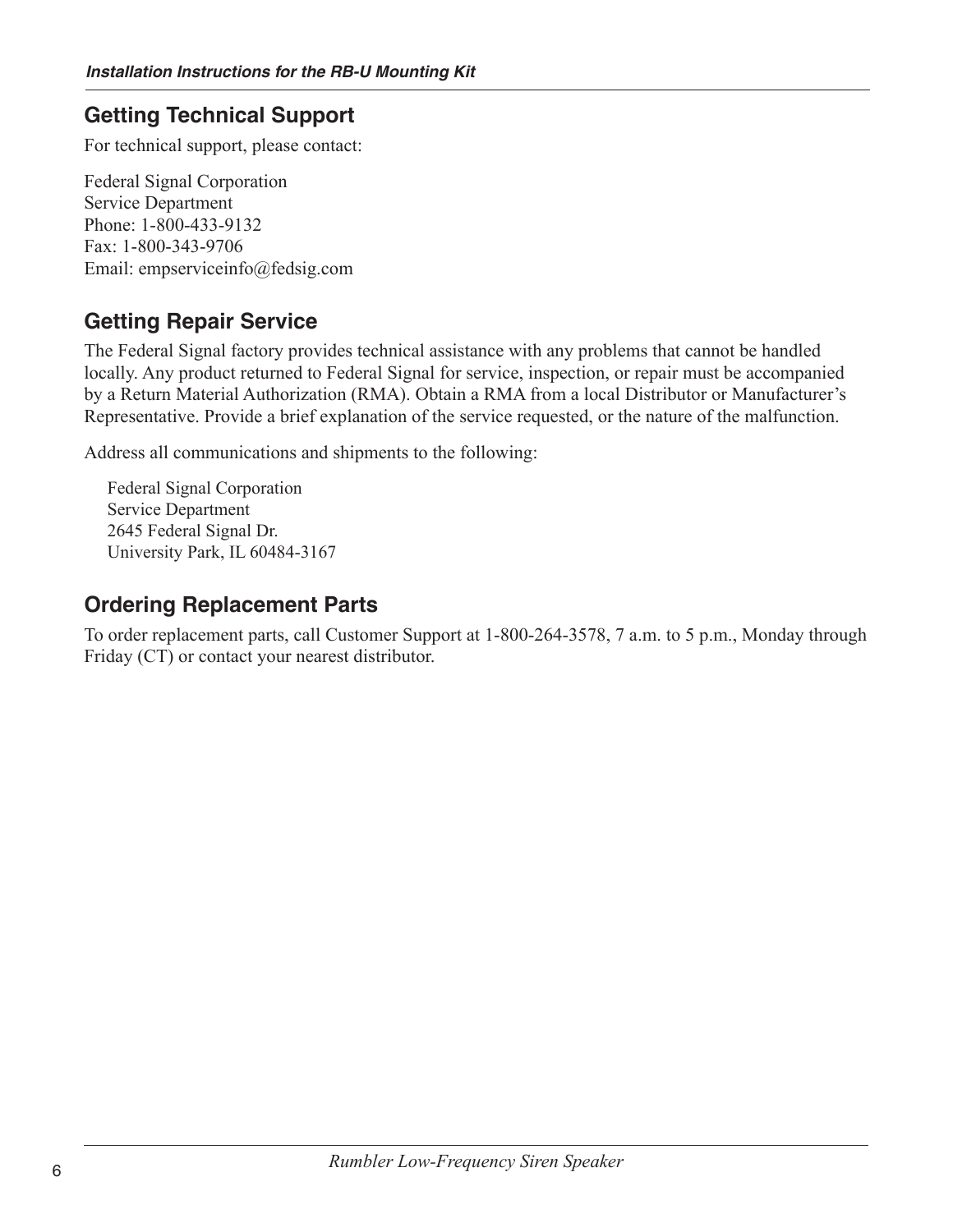## Getting Technical Support

For technical support, please contact:

Federal Signal Corporation
Service Department
Phone: 1-800-433-9132
Fax: 1-800-343-9706
Email: empserviceinfo@fedsig.com

## Getting Repair Service

The Federal Signal factory provides technical assistance with any problems that cannot be handled locally. Any product returned to Federal Signal for service, inspection, or repair must be accompanied by a Return Material Authorization (RMA). Obtain a RMA from a local Distributor or Manufacturer's Representative. Provide a brief explanation of the service requested, or the nature of the malfunction.

Address all communications and shipments to the following:

Federal Signal Corporation
Service Department
2645 Federal Signal Dr.
University Park, IL 60484-3167

## Ordering Replacement Parts

To order replacement parts, call Customer Support at 1-800-264-3578, 7 a.m. to 5 p.m., Monday through Friday (CT) or contact your nearest distributor.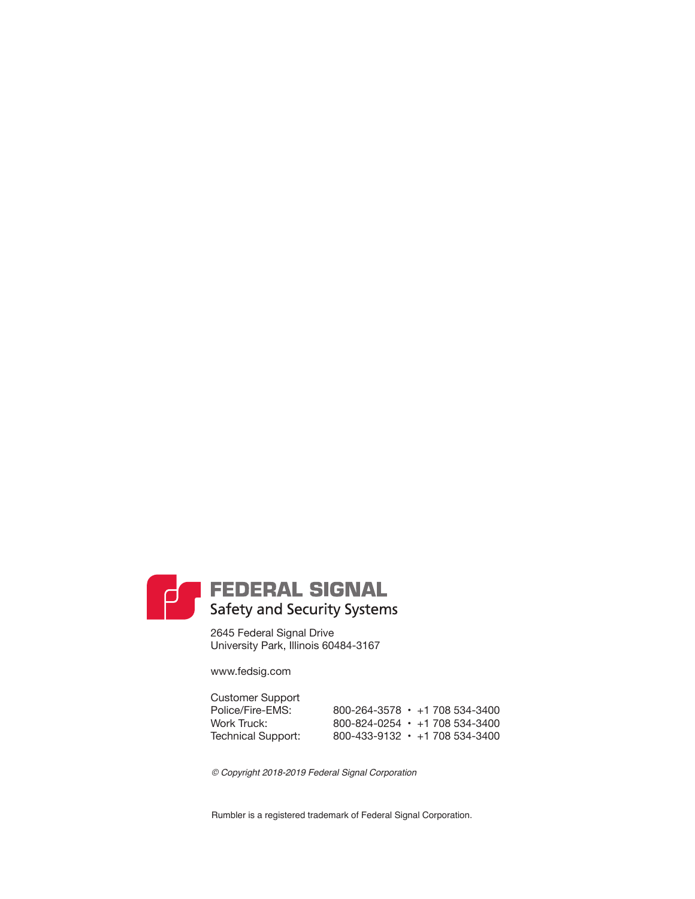**FEDERAL SIGNAL**
Safety and Security Systems

2645 Federal Signal Drive
University Park, Illinois 60484-3167

www.fedsig.com

Customer Support

| | |
|---|---|
| Police/Fire-EMS: | 800-264-3578 • +1 708 534-3400 |
| Work Truck: | 800-824-0254 • +1 708 534-3400 |
| Technical Support: | 800-433-9132 • +1 708 534-3400 |

*© Copyright 2018-2019 Federal Signal Corporation*

Rumbler is a registered trademark of Federal Signal Corporation.